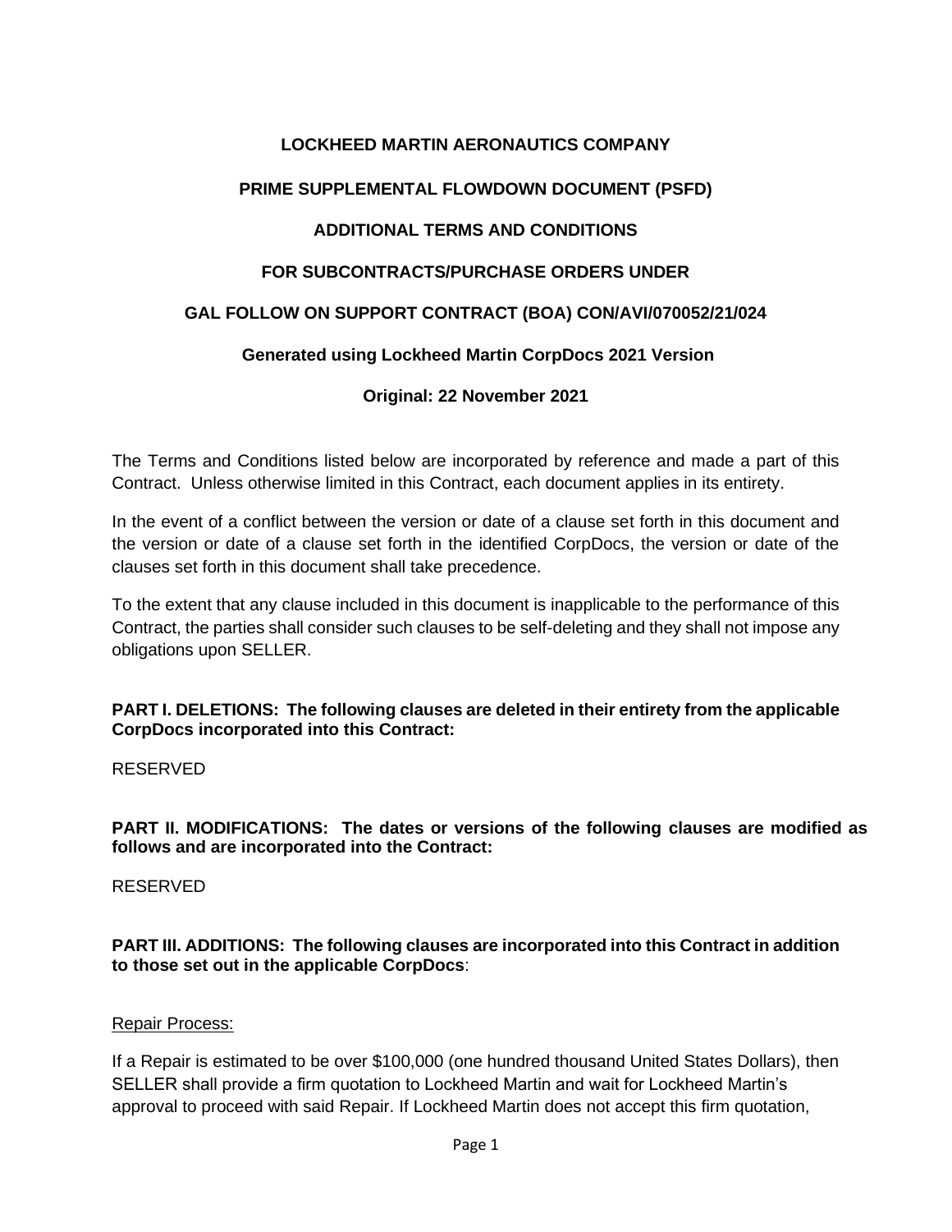**LOCKHEED MARTIN AERONAUTICS COMPANY**

**PRIME SUPPLEMENTAL FLOWDOWN DOCUMENT (PSFD)**

**ADDITIONAL TERMS AND CONDITIONS**

**FOR SUBCONTRACTS/PURCHASE ORDERS UNDER**

**GAL FOLLOW ON SUPPORT CONTRACT (BOA) CON/AVI/070052/21/024**

**Generated using Lockheed Martin CorpDocs 2021 Version**

**Original: 22 November 2021**

The Terms and Conditions listed below are incorporated by reference and made a part of this Contract. Unless otherwise limited in this Contract, each document applies in its entirety.

In the event of a conflict between the version or date of a clause set forth in this document and the version or date of a clause set forth in the identified CorpDocs, the version or date of the clauses set forth in this document shall take precedence.

To the extent that any clause included in this document is inapplicable to the performance of this Contract, the parties shall consider such clauses to be self-deleting and they shall not impose any obligations upon SELLER.

**PART I. DELETIONS: The following clauses are deleted in their entirety from the applicable CorpDocs incorporated into this Contract:**

RESERVED

**PART II. MODIFICATIONS: The dates or versions of the following clauses are modified as follows and are incorporated into the Contract:**

RESERVED

**PART III. ADDITIONS: The following clauses are incorporated into this Contract in addition to those set out in the applicable CorpDocs**:

Repair Process:

If a Repair is estimated to be over $100,000 (one hundred thousand United States Dollars), then SELLER shall provide a firm quotation to Lockheed Martin and wait for Lockheed Martin's approval to proceed with said Repair. If Lockheed Martin does not accept this firm quotation,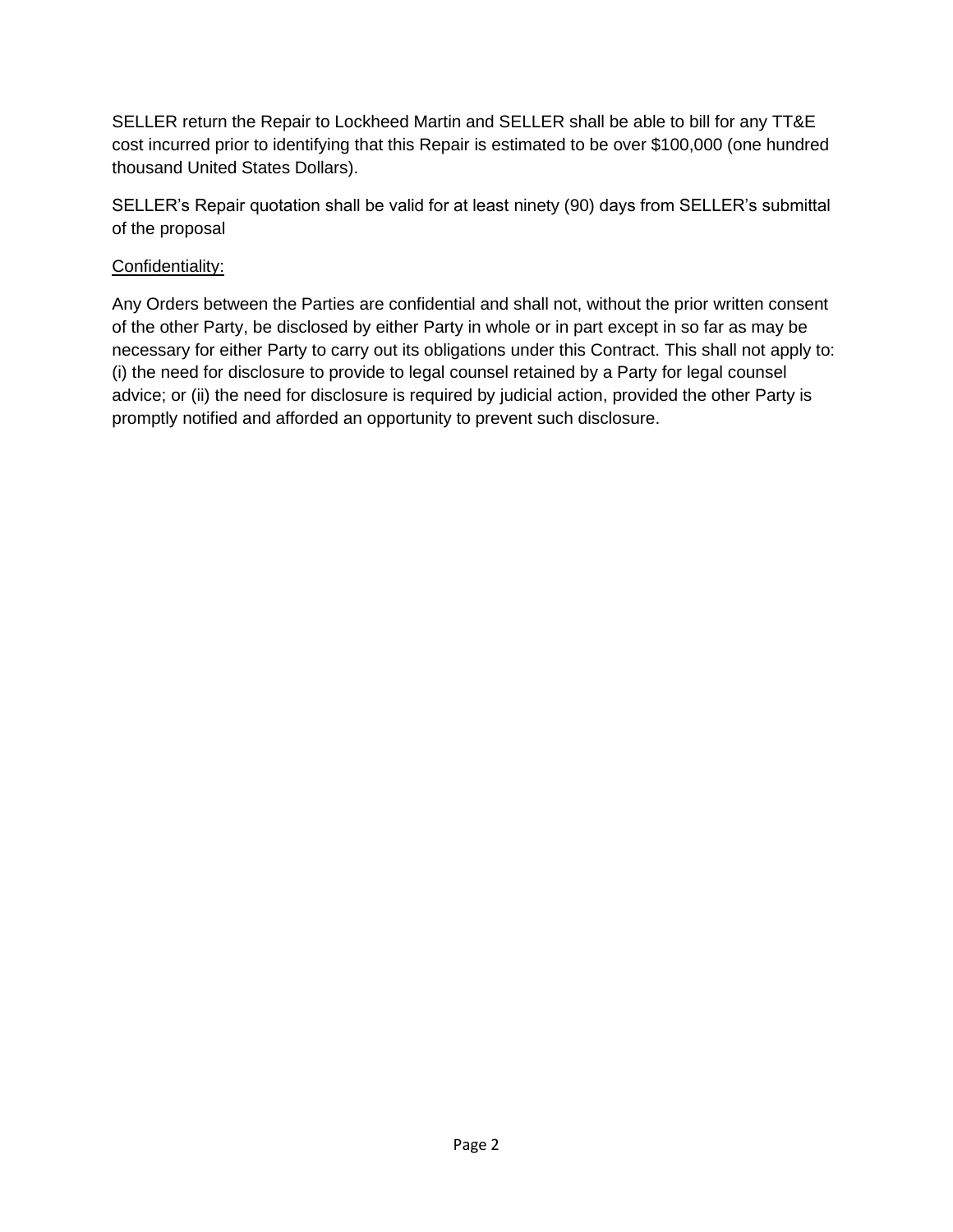SELLER return the Repair to Lockheed Martin and SELLER shall be able to bill for any TT&E cost incurred prior to identifying that this Repair is estimated to be over $100,000 (one hundred thousand United States Dollars).

SELLER's Repair quotation shall be valid for at least ninety (90) days from SELLER's submittal of the proposal

<u>Confidentiality:</u>

Any Orders between the Parties are confidential and shall not, without the prior written consent of the other Party, be disclosed by either Party in whole or in part except in so far as may be necessary for either Party to carry out its obligations under this Contract. This shall not apply to: (i) the need for disclosure to provide to legal counsel retained by a Party for legal counsel advice; or (ii) the need for disclosure is required by judicial action, provided the other Party is promptly notified and afforded an opportunity to prevent such disclosure.